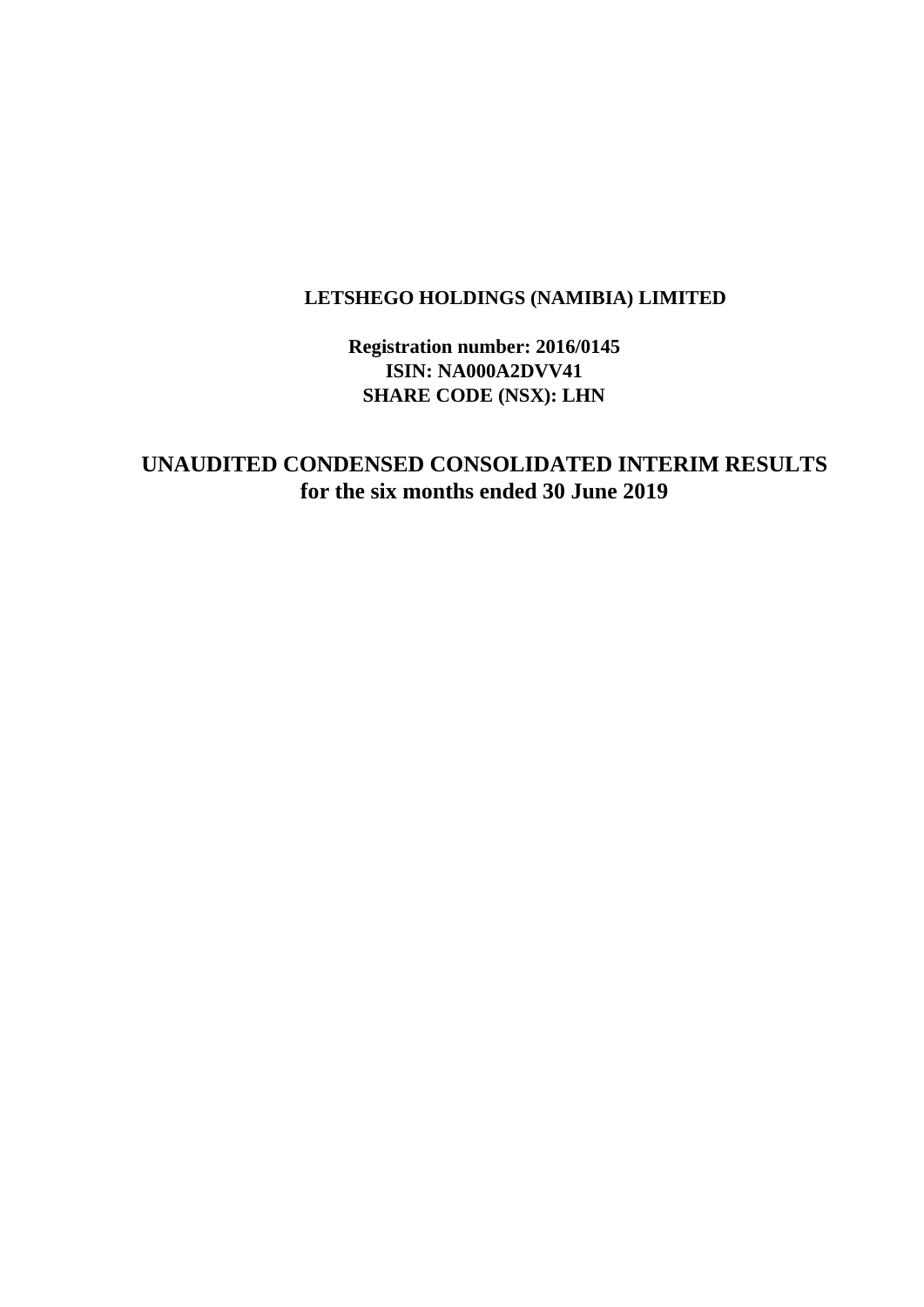**LETSHEGO HOLDINGS (NAMIBIA) LIMITED**

**Registration number: 2016/0145**
**ISIN: NA000A2DVV41**
**SHARE CODE (NSX): LHN**

# UNAUDITED CONDENSED CONSOLIDATED INTERIM RESULTS for the six months ended 30 June 2019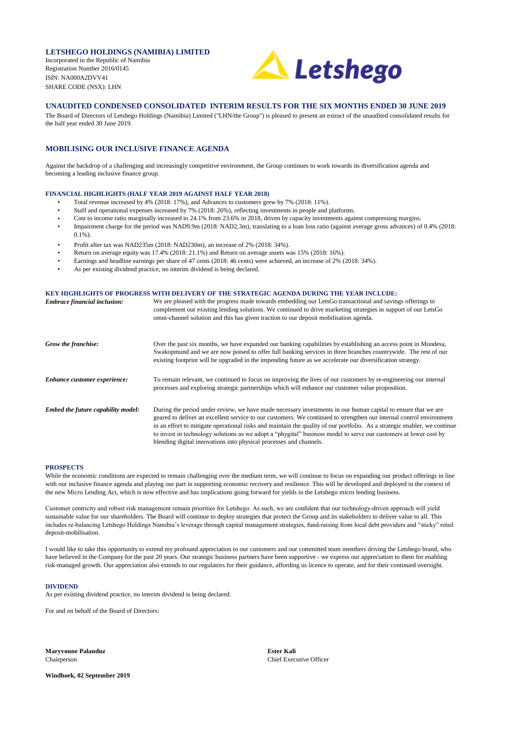**LETSHEGO HOLDINGS (NAMIBIA) LIMITED**
Incorporated in the Republic of Namibia
Registration Number 2016/0145
ISIN: NA000A2DVV41
SHARE CODE (NSX): LHN

## UNAUDITED CONDENSED CONSOLIDATED INTERIM RESULTS FOR THE SIX MONTHS ENDED 30 JUNE 2019

The Board of Directors of Letshego Holdings (Namibia) Limited ("LHN/the Group") is pleased to present an extract of the unaudited consolidated results for the half year ended 30 June 2019.

## MOBILISING OUR INCLUSIVE FINANCE AGENDA

Against the backdrop of a challenging and increasingly competitive environment, the Group continues to work towards its diversification agenda and becoming a leading inclusive finance group.

### FINANCIAL HIGHLIGHTS (HALF YEAR 2019 AGAINST HALF YEAR 2018)

- Total revenue increased by 4% (2018: 17%), and Advances to customers grew by 7% (2018: 11%).
- Staff and operational expenses increased by 7% (2018: 26%), reflecting investments in people and platforms.
- Cost to income ratio marginally increased to 24.1% from 23.6% in 2018, driven by capacity investments against compressing margins.
- Impairment charge for the period was NAD9.9m (2018: NAD2.3m), translating to a loan loss ratio (against average gross advances) of 0.4% (2018: 0.1%).
- Profit after tax was NAD235m (2018: NAD230m), an increase of 2% (2018: 34%).
- Return on average equity was 17.4% (2018: 21.1%) and Return on average assets was 15% (2018: 16%).
- Earnings and headline earnings per share of 47 cents (2018: 46 cents) were achieved, an increase of 2% (2018: 34%).
- As per existing dividend practice, no interim dividend is being declared.

### KEY HIGHLIGHTS OF PROGRESS WITH DELIVERY OF THE STRATEGIC AGENDA DURING THE YEAR INCLUDE:

***Embrace financial inclusion:*** We are pleased with the progress made towards embedding our LetsGo transactional and savings offerings to complement our existing lending solutions. We continued to drive marketing strategies in support of our LetsGo omni-channel solution and this has given traction to our deposit mobilisation agenda.

***Grow the franchise:*** Over the past six months, we have expanded our banking capabilities by establishing an access point in Mondesa, Swakopmund and we are now poised to offer full banking services in three branches countrywide. The rest of our existing footprint will be upgraded in the impending future as we accelerate our diversification strategy.

***Enhance customer experience:*** To remain relevant, we continued to focus on improving the lives of our customers by re-engineering our internal processes and exploring strategic partnerships which will enhance our customer value proposition.

***Embed the future capability model:*** During the period under review, we have made necessary investments in our human capital to ensure that we are geared to deliver an excellent service to our customers. We continued to strengthen our internal control environment in an effort to mitigate operational risks and maintain the quality of our portfolio. As a strategic enabler, we continue to invest in technology solutions as we adopt a "phygital" business model to serve our customers at lower cost by blending digital innovations into physical processes and channels.

### PROSPECTS

While the economic conditions are expected to remain challenging over the medium term, we will continue to focus on expanding our product offerings in line with our inclusive finance agenda and playing our part in supporting economic recovery and resilience. This will be developed and deployed in the context of the new Micro Lending Act, which is now effective and has implications going forward for yields in the Letshego micro lending business.

Customer centricity and robust risk management remain priorities for Letshego. As such, we are confident that our technology-driven approach will yield sustainable value for our shareholders. The Board will continue to deploy strategies that protect the Group and its stakeholders to deliver value to all. This includes re-balancing Letshego Holdings Namibia's leverage through capital management strategies, fund-raising from local debt providers and "sticky" retail deposit-mobilisation.

I would like to take this opportunity to extend my profound appreciation to our customers and our committed team members driving the Letshego brand, who have believed in the Company for the past 20 years. Our strategic business partners have been supportive - we express our appreciation to them for enabling risk-managed growth. Our appreciation also extends to our regulators for their guidance, affording us licence to operate, and for their continued oversight.

### DIVIDEND

As per existing dividend practice, no interim dividend is being declared.

For and on behalf of the Board of Directors:

**Maryvonne Palanduz**
Chairperson

**Ester Kali**
Chief Executive Officer

**Windhoek, 02 September 2019**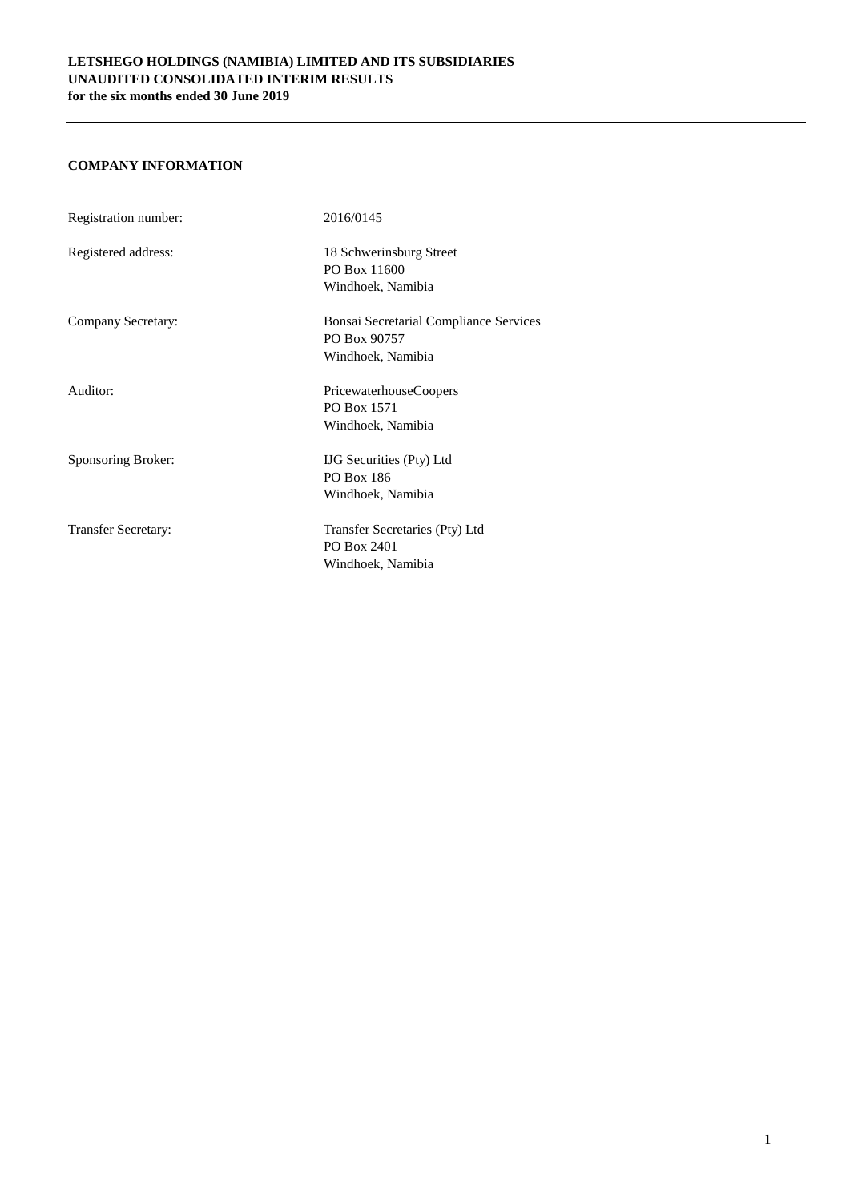**LETSHEGO HOLDINGS (NAMIBIA) LIMITED AND ITS SUBSIDIARIES**
**UNAUDITED CONSOLIDATED INTERIM RESULTS**
**for the six months ended 30 June 2019**

## COMPANY INFORMATION

| | |
|---|---|
| Registration number: | 2016/0145 |
| Registered address: | 18 Schwerinsburg Street<br>PO Box 11600<br>Windhoek, Namibia |
| Company Secretary: | Bonsai Secretarial Compliance Services<br>PO Box 90757<br>Windhoek, Namibia |
| Auditor: | PricewaterhouseCoopers<br>PO Box 1571<br>Windhoek, Namibia |
| Sponsoring Broker: | IJG Securities (Pty) Ltd<br>PO Box 186<br>Windhoek, Namibia |
| Transfer Secretary: | Transfer Secretaries (Pty) Ltd<br>PO Box 2401<br>Windhoek, Namibia |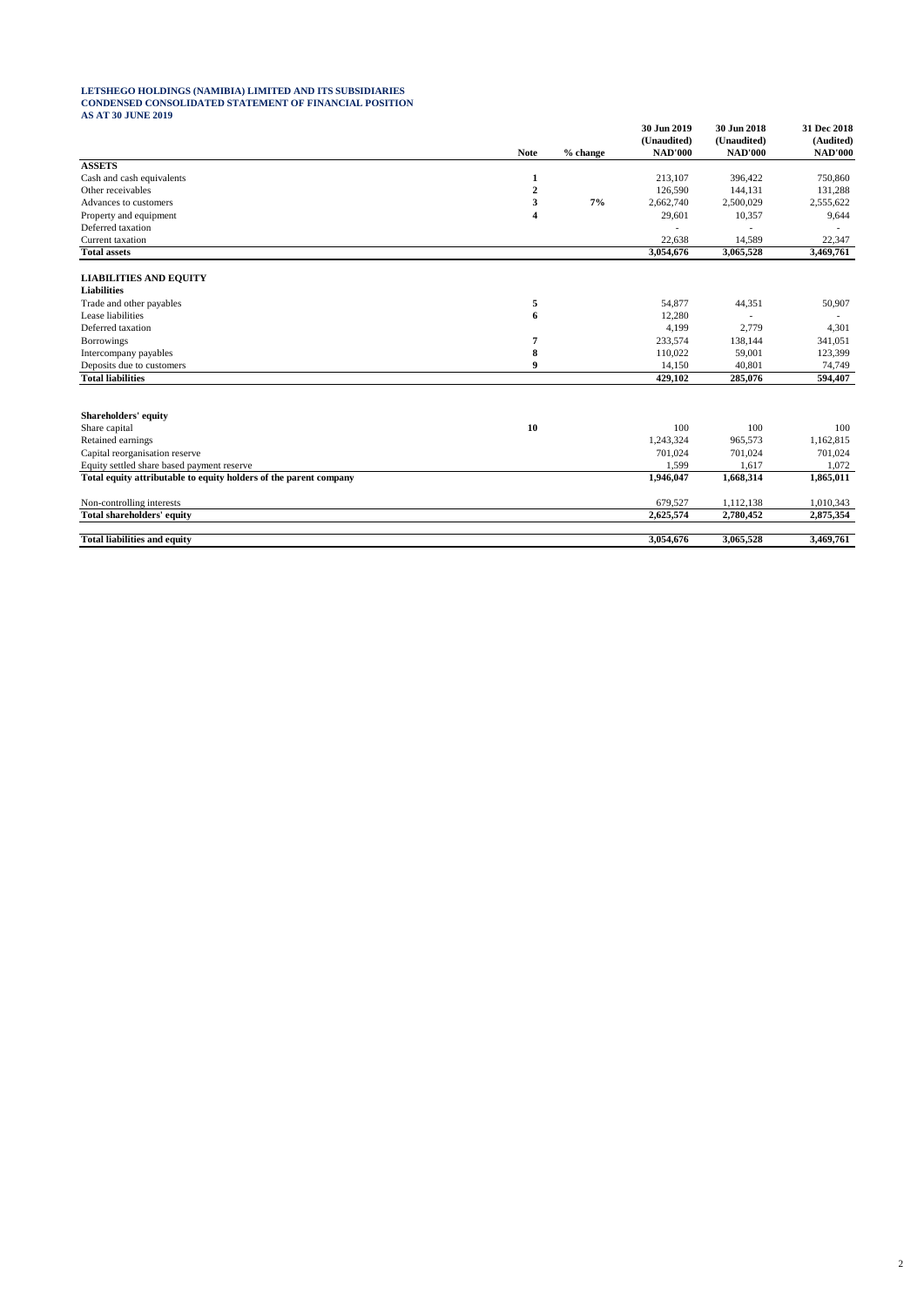**LETSHEGO HOLDINGS (NAMIBIA) LIMITED AND ITS SUBSIDIARIES**
**CONDENSED CONSOLIDATED STATEMENT OF FINANCIAL POSITION**
**AS AT 30 JUNE 2019**

| | Note | % change | 30 Jun 2019 (Unaudited) NAD'000 | 30 Jun 2018 (Unaudited) NAD'000 | 31 Dec 2018 (Audited) NAD'000 |
|---|---|---|---|---|---|
| **ASSETS** | | | | | |
| Cash and cash equivalents | 1 | | 213,107 | 396,422 | 750,860 |
| Other receivables | 2 | | 126,590 | 144,131 | 131,288 |
| Advances to customers | 3 | 7% | 2,662,740 | 2,500,029 | 2,555,622 |
| Property and equipment | 4 | | 29,601 | 10,357 | 9,644 |
| Deferred taxation | | | - | - | - |
| Current taxation | | | 22,638 | 14,589 | 22,347 |
| **Total assets** | | | **3,054,676** | **3,065,528** | **3,469,761** |
| | | | | | |
| **LIABILITIES AND EQUITY** | | | | | |
| **Liabilities** | | | | | |
| Trade and other payables | 5 | | 54,877 | 44,351 | 50,907 |
| Lease liabilities | 6 | | 12,280 | - | - |
| Deferred taxation | | | 4,199 | 2,779 | 4,301 |
| Borrowings | 7 | | 233,574 | 138,144 | 341,051 |
| Intercompany payables | 8 | | 110,022 | 59,001 | 123,399 |
| Deposits due to customers | 9 | | 14,150 | 40,801 | 74,749 |
| **Total liabilities** | | | **429,102** | **285,076** | **594,407** |
| | | | | | |
| **Shareholders' equity** | | | | | |
| Share capital | 10 | | 100 | 100 | 100 |
| Retained earnings | | | 1,243,324 | 965,573 | 1,162,815 |
| Capital reorganisation reserve | | | 701,024 | 701,024 | 701,024 |
| Equity settled share based payment reserve | | | 1,599 | 1,617 | 1,072 |
| **Total equity attributable to equity holders of the parent company** | | | **1,946,047** | **1,668,314** | **1,865,011** |
| | | | | | |
| Non-controlling interests | | | 679,527 | 1,112,138 | 1,010,343 |
| **Total shareholders' equity** | | | **2,625,574** | **2,780,452** | **2,875,354** |
| | | | | | |
| **Total liabilities and equity** | | | **3,054,676** | **3,065,528** | **3,469,761** |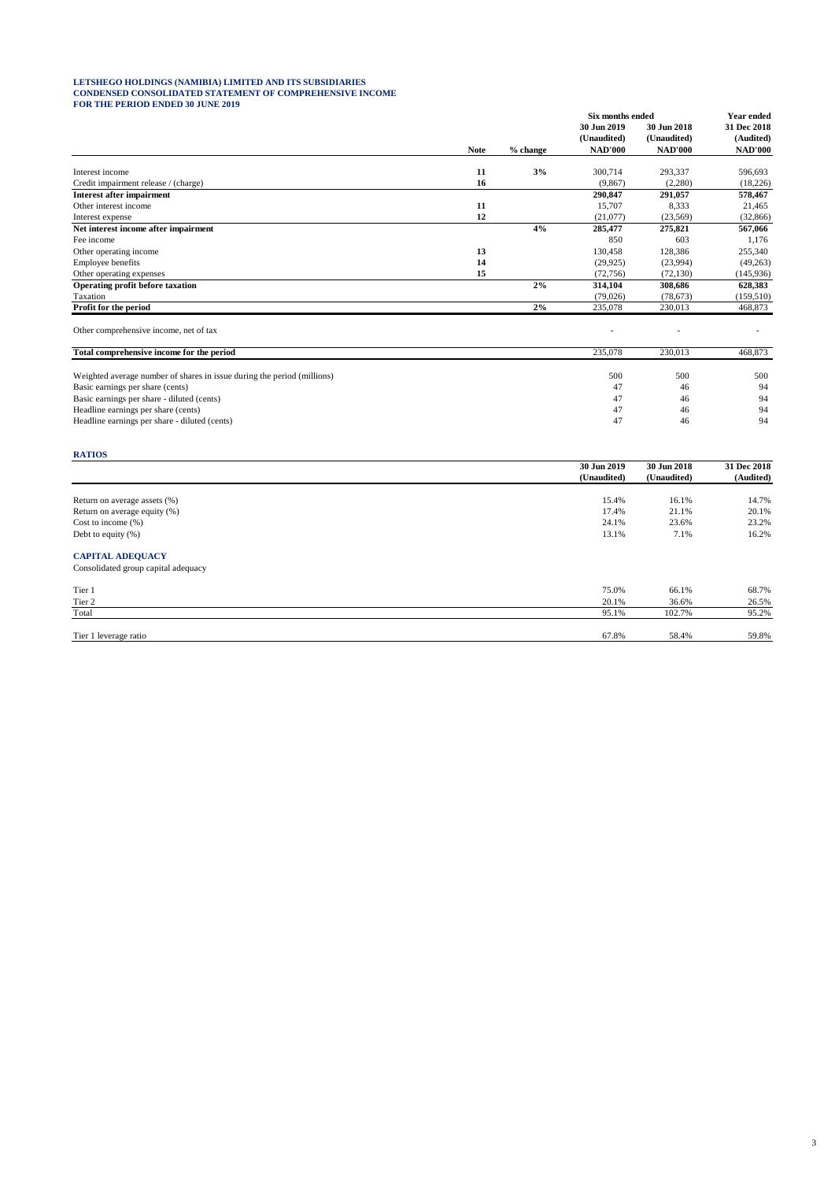# LETSHEGO HOLDINGS (NAMIBIA) LIMITED AND ITS SUBSIDIARIES
## CONDENSED CONSOLIDATED STATEMENT OF COMPREHENSIVE INCOME
## FOR THE PERIOD ENDED 30 JUNE 2019

| | Note | % change | Six months ended 30 Jun 2019 (Unaudited) NAD'000 | Six months ended 30 Jun 2018 (Unaudited) NAD'000 | Year ended 31 Dec 2018 (Audited) NAD'000 |
|---|---|---|---|---|---|
| Interest income | 11 | 3% | 300,714 | 293,337 | 596,693 |
| Credit impairment release / (charge) | 16 | | (9,867) | (2,280) | (18,226) |
| **Interest after impairment** | | | **290,847** | **291,057** | **578,467** |
| Other interest income | 11 | | 15,707 | 8,333 | 21,465 |
| Interest expense | 12 | | (21,077) | (23,569) | (32,866) |
| **Net interest income after impairment** | | **4%** | **285,477** | **275,821** | **567,066** |
| Fee income | | | 850 | 603 | 1,176 |
| Other operating income | 13 | | 130,458 | 128,386 | 255,340 |
| Employee benefits | 14 | | (29,925) | (23,994) | (49,263) |
| Other operating expenses | 15 | | (72,756) | (72,130) | (145,936) |
| **Operating profit before taxation** | | **2%** | **314,104** | **308,686** | **628,383** |
| Taxation | | | (79,026) | (78,673) | (159,510) |
| **Profit for the period** | | **2%** | 235,078 | 230,013 | 468,873 |
| Other comprehensive income, net of tax | | | - | - | - |
| **Total comprehensive income for the period** | | | 235,078 | 230,013 | 468,873 |
| Weighted average number of shares in issue during the period (millions) | | | 500 | 500 | 500 |
| Basic earnings per share (cents) | | | 47 | 46 | 94 |
| Basic earnings per share - diluted (cents) | | | 47 | 46 | 94 |
| Headline earnings per share (cents) | | | 47 | 46 | 94 |
| Headline earnings per share - diluted (cents) | | | 47 | 46 | 94 |

## RATIOS

| | 30 Jun 2019 (Unaudited) | 30 Jun 2018 (Unaudited) | 31 Dec 2018 (Audited) |
|---|---|---|---|
| Return on average assets (%) | 15.4% | 16.1% | 14.7% |
| Return on average equity (%) | 17.4% | 21.1% | 20.1% |
| Cost to income (%) | 24.1% | 23.6% | 23.2% |
| Debt to equity (%) | 13.1% | 7.1% | 16.2% |

## CAPITAL ADEQUACY

Consolidated group capital adequacy

| | 30 Jun 2019 (Unaudited) | 30 Jun 2018 (Unaudited) | 31 Dec 2018 (Audited) |
|---|---|---|---|
| Tier 1 | 75.0% | 66.1% | 68.7% |
| Tier 2 | 20.1% | 36.6% | 26.5% |
| Total | 95.1% | 102.7% | 95.2% |
| Tier 1 leverage ratio | 67.8% | 58.4% | 59.8% |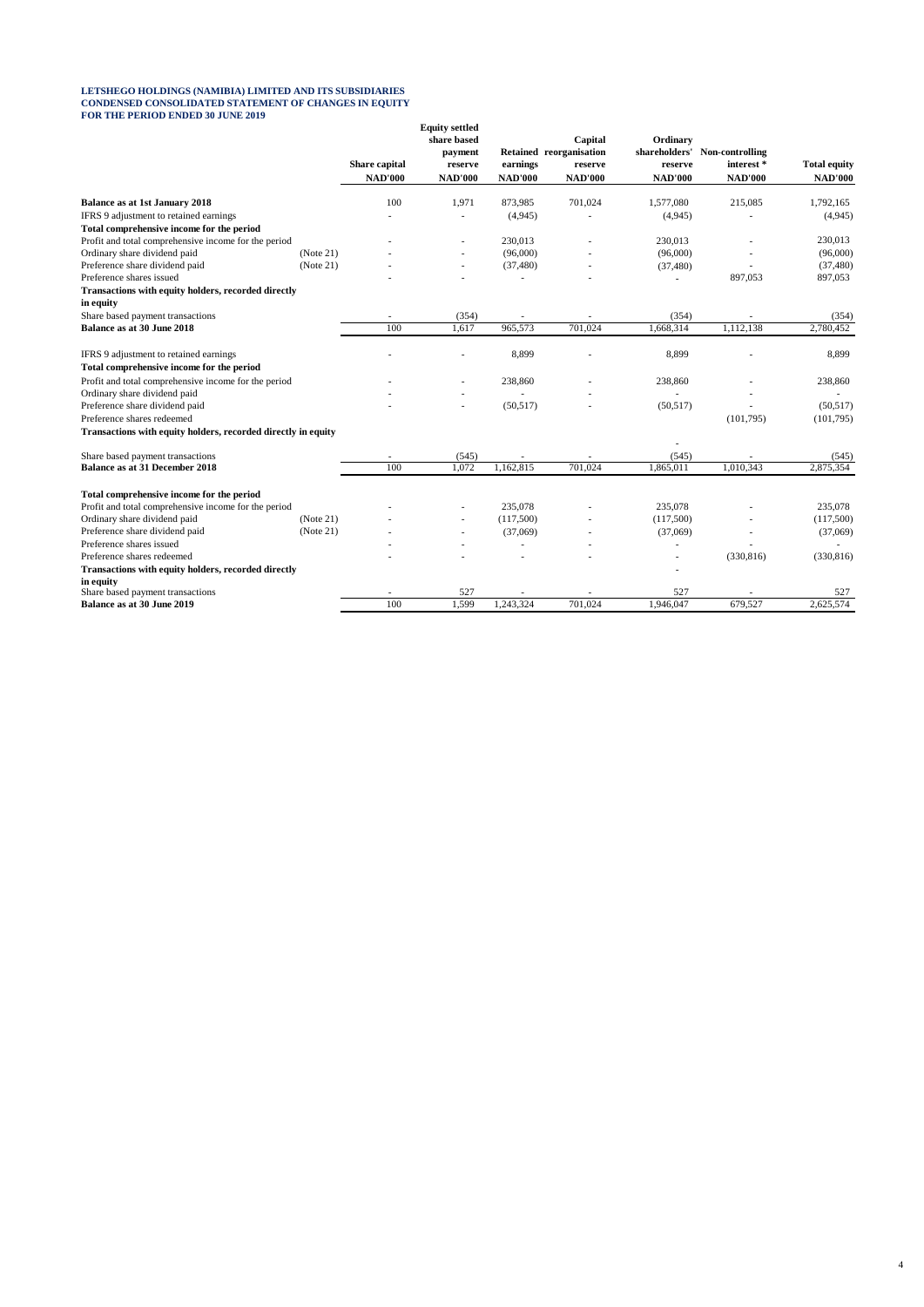**LETSHEGO HOLDINGS (NAMIBIA) LIMITED AND ITS SUBSIDIARIES**
**CONDENSED CONSOLIDATED STATEMENT OF CHANGES IN EQUITY**
**FOR THE PERIOD ENDED 30 JUNE 2019**

| | | Share capital | Equity settled share based payment reserve | Retained earnings | Capital reorganisation reserve | Ordinary shareholders' reserve | Non-controlling interest * | Total equity |
|---|---|---|---|---|---|---|---|---|
| | | **NAD'000** | **NAD'000** | **NAD'000** | **NAD'000** | **NAD'000** | **NAD'000** | **NAD'000** |
| **Balance as at 1st January 2018** | | 100 | 1,971 | 873,985 | 701,024 | 1,577,080 | 215,085 | 1,792,165 |
| IFRS 9 adjustment to retained earnings | | - | - | (4,945) | - | (4,945) | - | (4,945) |
| **Total comprehensive income for the period** | | | | | | | | |
| Profit and total comprehensive income for the period | | - | - | 230,013 | - | 230,013 | - | 230,013 |
| Ordinary share dividend paid | (Note 21) | - | - | (96,000) | - | (96,000) | - | (96,000) |
| Preference share dividend paid | (Note 21) | - | - | (37,480) | - | (37,480) | - | (37,480) |
| Preference shares issued | | - | - | - | - | - | 897,053 | 897,053 |
| **Transactions with equity holders, recorded directly in equity** | | | | | | | | |
| Share based payment transactions | | - | (354) | - | - | (354) | - | (354) |
| **Balance as at 30 June 2018** | | 100 | 1,617 | 965,573 | 701,024 | 1,668,314 | 1,112,138 | 2,780,452 |
| IFRS 9 adjustment to retained earnings | | - | - | 8,899 | - | 8,899 | - | 8,899 |
| **Total comprehensive income for the period** | | | | | | | | |
| Profit and total comprehensive income for the period | | - | - | 238,860 | - | 238,860 | - | 238,860 |
| Ordinary share dividend paid | | - | - | - | - | - | - | - |
| Preference share dividend paid | | - | - | (50,517) | - | (50,517) | - | (50,517) |
| Preference shares redeemed | | | | | | | (101,795) | (101,795) |
| **Transactions with equity holders, recorded directly in equity** | | | | | | - | | |
| Share based payment transactions | | - | (545) | - | - | (545) | - | (545) |
| **Balance as at 31 December 2018** | | 100 | 1,072 | 1,162,815 | 701,024 | 1,865,011 | 1,010,343 | 2,875,354 |
| **Total comprehensive income for the period** | | | | | | | | |
| Profit and total comprehensive income for the period | | - | - | 235,078 | - | 235,078 | - | 235,078 |
| Ordinary share dividend paid | (Note 21) | - | - | (117,500) | - | (117,500) | - | (117,500) |
| Preference share dividend paid | (Note 21) | - | - | (37,069) | - | (37,069) | - | (37,069) |
| Preference shares issued | | - | - | - | - | - | - | - |
| Preference shares redeemed | | - | - | - | - | - | (330,816) | (330,816) |
| **Transactions with equity holders, recorded directly in equity** | | | | | | - | | |
| Share based payment transactions | | - | 527 | - | - | 527 | - | 527 |
| **Balance as at 30 June 2019** | | 100 | 1,599 | 1,243,324 | 701,024 | 1,946,047 | 679,527 | 2,625,574 |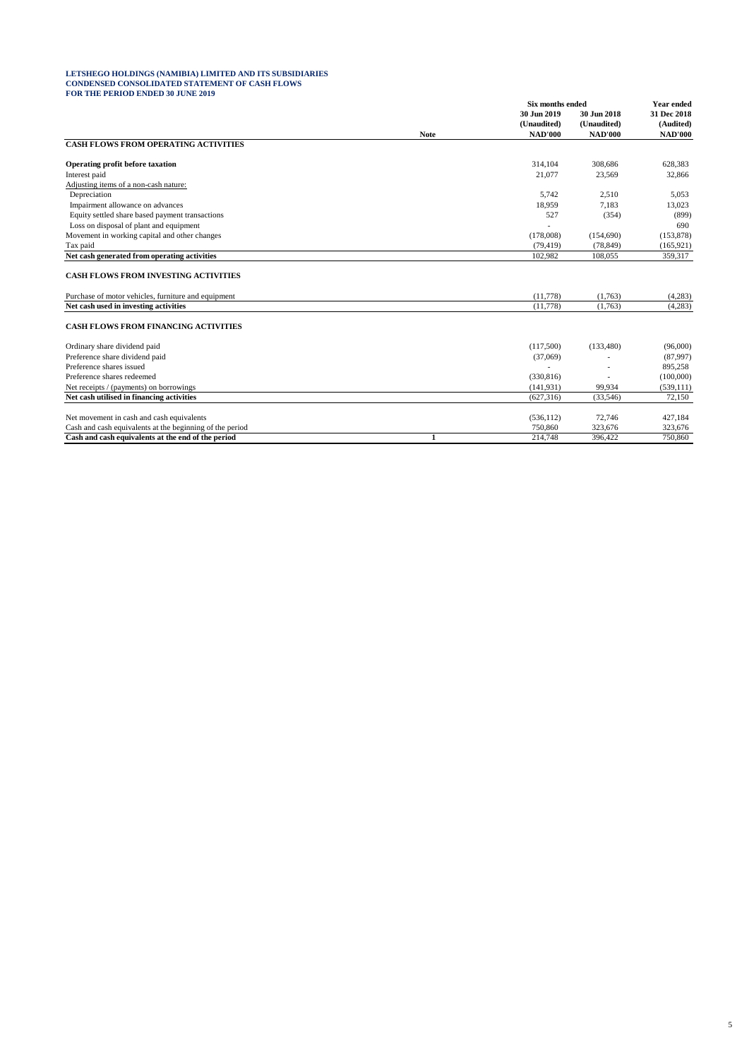**LETSHEGO HOLDINGS (NAMIBIA) LIMITED AND ITS SUBSIDIARIES**
**CONDENSED CONSOLIDATED STATEMENT OF CASH FLOWS**
**FOR THE PERIOD ENDED 30 JUNE 2019**

| | Note | Six months ended | | Year ended |
|---|---|---|---|---|
| | | **30 Jun 2019 (Unaudited)** | **30 Jun 2018 (Unaudited)** | **31 Dec 2018 (Audited)** |
| | | **NAD'000** | **NAD'000** | **NAD'000** |
| **CASH FLOWS FROM OPERATING ACTIVITIES** | | | | |
| **Operating profit before taxation** | | 314,104 | 308,686 | 628,383 |
| Interest paid | | 21,077 | 23,569 | 32,866 |
| Adjusting items of a non-cash nature: | | | | |
| Depreciation | | 5,742 | 2,510 | 5,053 |
| Impairment allowance on advances | | 18,959 | 7,183 | 13,023 |
| Equity settled share based payment transactions | | 527 | (354) | (899) |
| Loss on disposal of plant and equipment | | - | | 690 |
| Movement in working capital and other changes | | (178,008) | (154,690) | (153,878) |
| Tax paid | | (79,419) | (78,849) | (165,921) |
| **Net cash generated from operating activities** | | 102,982 | 108,055 | 359,317 |
| **CASH FLOWS FROM INVESTING ACTIVITIES** | | | | |
| Purchase of motor vehicles, furniture and equipment | | (11,778) | (1,763) | (4,283) |
| **Net cash used in investing activities** | | (11,778) | (1,763) | (4,283) |
| **CASH FLOWS FROM FINANCING ACTIVITIES** | | | | |
| Ordinary share dividend paid | | (117,500) | (133,480) | (96,000) |
| Preference share dividend paid | | (37,069) | - | (87,997) |
| Preference shares issued | | - | - | 895,258 |
| Preference shares redeemed | | (330,816) | - | (100,000) |
| Net receipts / (payments) on borrowings | | (141,931) | 99,934 | (539,111) |
| **Net cash utilised in financing activities** | | (627,316) | (33,546) | 72,150 |
| Net movement in cash and cash equivalents | | (536,112) | 72,746 | 427,184 |
| Cash and cash equivalents at the beginning of the period | | 750,860 | 323,676 | 323,676 |
| **Cash and cash equivalents at the end of the period** | 1 | 214,748 | 396,422 | 750,860 |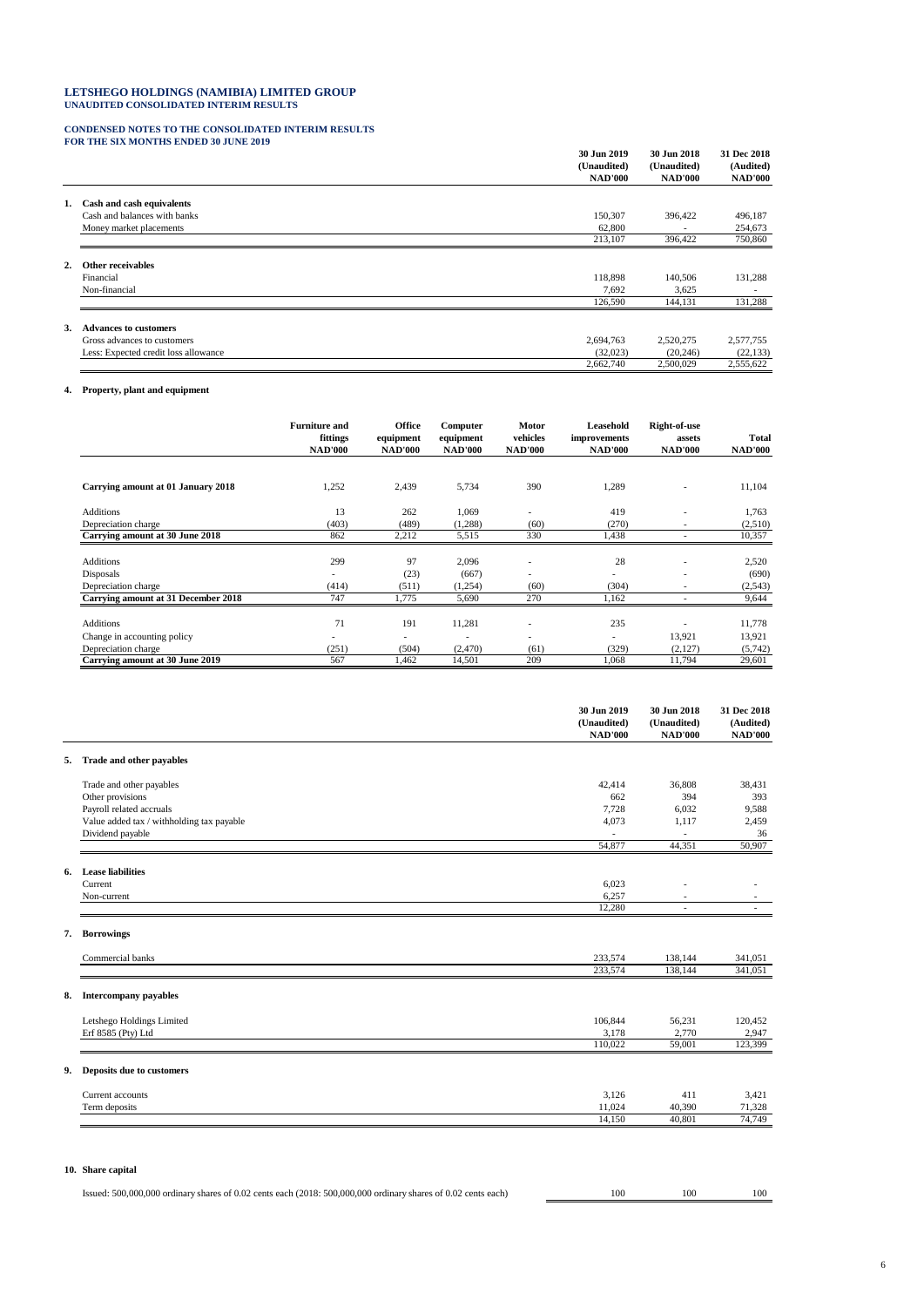# LETSHEGO HOLDINGS (NAMIBIA) LIMITED GROUP
**UNAUDITED CONSOLIDATED INTERIM RESULTS**

## CONDENSED NOTES TO THE CONSOLIDATED INTERIM RESULTS
**FOR THE SIX MONTHS ENDED 30 JUNE 2019**

| | 30 Jun 2019 (Unaudited) NAD'000 | 30 Jun 2018 (Unaudited) NAD'000 | 31 Dec 2018 (Audited) NAD'000 |
|---|---|---|---|
| **1. Cash and cash equivalents** | | | |
| Cash and balances with banks | 150,307 | 396,422 | 496,187 |
| Money market placements | 62,800 | - | 254,673 |
| | 213,107 | 396,422 | 750,860 |
| **2. Other receivables** | | | |
| Financial | 118,898 | 140,506 | 131,288 |
| Non-financial | 7,692 | 3,625 | - |
| | 126,590 | 144,131 | 131,288 |
| **3. Advances to customers** | | | |
| Gross advances to customers | 2,694,763 | 2,520,275 | 2,577,755 |
| Less: Expected credit loss allowance | (32,023) | (20,246) | (22,133) |
| | 2,662,740 | 2,500,029 | 2,555,622 |

**4. Property, plant and equipment**

| | Furniture and fittings NAD'000 | Office equipment NAD'000 | Computer equipment NAD'000 | Motor vehicles NAD'000 | Leasehold improvements NAD'000 | Right-of-use assets NAD'000 | Total NAD'000 |
|---|---|---|---|---|---|---|---|
| **Carrying amount at 01 January 2018** | 1,252 | 2,439 | 5,734 | 390 | 1,289 | - | 11,104 |
| Additions | 13 | 262 | 1,069 | - | 419 | - | 1,763 |
| Depreciation charge | (403) | (489) | (1,288) | (60) | (270) | - | (2,510) |
| **Carrying amount at 30 June 2018** | 862 | 2,212 | 5,515 | 330 | 1,438 | - | 10,357 |
| Additions | 299 | 97 | 2,096 | - | 28 | - | 2,520 |
| Disposals | - | (23) | (667) | - | - | - | (690) |
| Depreciation charge | (414) | (511) | (1,254) | (60) | (304) | - | (2,543) |
| **Carrying amount at 31 December 2018** | 747 | 1,775 | 5,690 | 270 | 1,162 | - | 9,644 |
| Additions | 71 | 191 | 11,281 | - | 235 | - | 11,778 |
| Change in accounting policy | - | - | - | - | - | 13,921 | 13,921 |
| Depreciation charge | (251) | (504) | (2,470) | (61) | (329) | (2,127) | (5,742) |
| **Carrying amount at 30 June 2019** | 567 | 1,462 | 14,501 | 209 | 1,068 | 11,794 | 29,601 |

| | 30 Jun 2019 (Unaudited) NAD'000 | 30 Jun 2018 (Unaudited) NAD'000 | 31 Dec 2018 (Audited) NAD'000 |
|---|---|---|---|
| **5. Trade and other payables** | | | |
| Trade and other payables | 42,414 | 36,808 | 38,431 |
| Other provisions | 662 | 394 | 393 |
| Payroll related accruals | 7,728 | 6,032 | 9,588 |
| Value added tax / withholding tax payable | 4,073 | 1,117 | 2,459 |
| Dividend payable | - | - | 36 |
| | 54,877 | 44,351 | 50,907 |
| **6. Lease liabilities** | | | |
| Current | 6,023 | - | - |
| Non-current | 6,257 | - | - |
| | 12,280 | - | - |
| **7. Borrowings** | | | |
| Commercial banks | 233,574 | 138,144 | 341,051 |
| | 233,574 | 138,144 | 341,051 |
| **8. Intercompany payables** | | | |
| Letshego Holdings Limited | 106,844 | 56,231 | 120,452 |
| Erf 8585 (Pty) Ltd | 3,178 | 2,770 | 2,947 |
| | 110,022 | 59,001 | 123,399 |
| **9. Deposits due to customers** | | | |
| Current accounts | 3,126 | 411 | 3,421 |
| Term deposits | 11,024 | 40,390 | 71,328 |
| | 14,150 | 40,801 | 74,749 |
| **10. Share capital** | | | |
| Issued: 500,000,000 ordinary shares of 0.02 cents each (2018: 500,000,000 ordinary shares of 0.02 cents each) | 100 | 100 | 100 |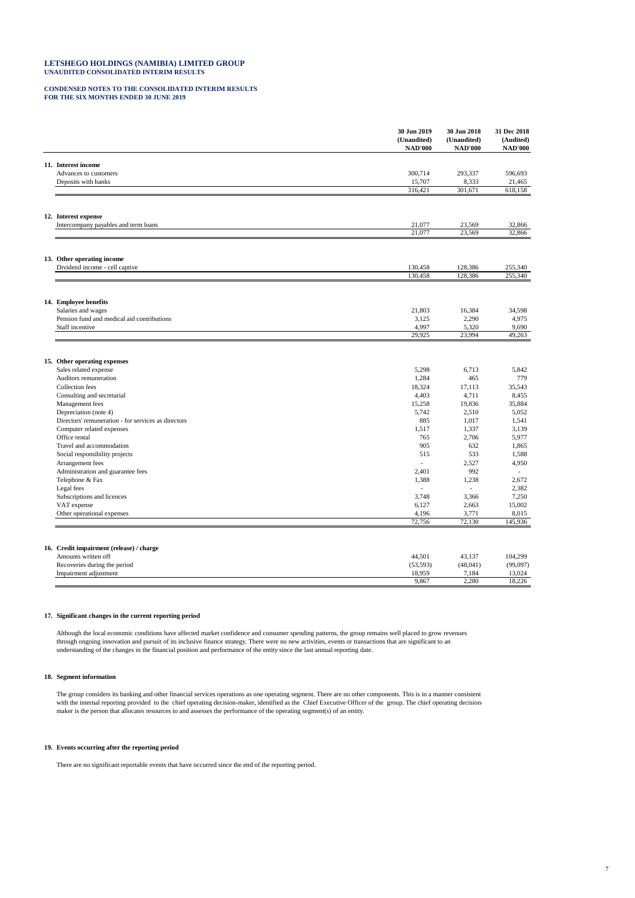**LETSHEGO HOLDINGS (NAMIBIA) LIMITED GROUP**
**UNAUDITED CONSOLIDATED INTERIM RESULTS**

**CONDENSED NOTES TO THE CONSOLIDATED INTERIM RESULTS**
**FOR THE SIX MONTHS ENDED 30 JUNE 2019**

| | 30 Jun 2019 (Unaudited) NAD'000 | 30 Jun 2018 (Unaudited) NAD'000 | 31 Dec 2018 (Audited) NAD'000 |
|---|---|---|---|
| **11. Interest income** | | | |
| Advances to customers | 300,714 | 293,337 | 596,693 |
| Deposits with banks | 15,707 | 8,333 | 21,465 |
| | 316,421 | 301,671 | 618,158 |
| **12. Interest expense** | | | |
| Intercompany payables and term loans | 21,077 | 23,569 | 32,866 |
| | 21,077 | 23,569 | 32,866 |
| **13. Other operating income** | | | |
| Dividend income - cell captive | 130,458 | 128,386 | 255,340 |
| | 130,458 | 128,386 | 255,340 |
| **14. Employee benefits** | | | |
| Salaries and wages | 21,803 | 16,384 | 34,598 |
| Pension fund and medical aid contributions | 3,125 | 2,290 | 4,975 |
| Staff incentive | 4,997 | 5,320 | 9,690 |
| | 29,925 | 23,994 | 49,263 |
| **15. Other operating expenses** | | | |
| Sales related expense | 5,298 | 6,713 | 5,842 |
| Auditors remuneration | 1,284 | 465 | 779 |
| Collection fees | 18,324 | 17,113 | 35,543 |
| Consulting and secretarial | 4,403 | 4,711 | 8,455 |
| Management fees | 15,258 | 19,836 | 35,884 |
| Depreciation (note 4) | 5,742 | 2,510 | 5,052 |
| Directors' remuneration - for services as directors | 885 | 1,017 | 1,541 |
| Computer related expenses | 1,517 | 1,337 | 3,139 |
| Office rental | 765 | 2,706 | 5,977 |
| Travel and accommodation | 905 | 632 | 1,865 |
| Social responsibility projects | 515 | 533 | 1,588 |
| Arrangement fees | - | 2,527 | 4,950 |
| Administration and guarantee fees | 2,401 | 992 | - |
| Telephone & Fax | 1,388 | 1,238 | 2,672 |
| Legal fees | - | - | 2,382 |
| Subscriptions and licences | 3,748 | 3,366 | 7,250 |
| VAT expense | 6,127 | 2,663 | 15,002 |
| Other operational expenses | 4,196 | 3,771 | 8,015 |
| | 72,756 | 72,130 | 145,936 |
| **16. Credit impairment (release) / charge** | | | |
| Amounts written off | 44,501 | 43,137 | 104,299 |
| Recoveries during the period | (53,593) | (48,041) | (99,097) |
| Impairment adjustment | 18,959 | 7,184 | 13,024 |
| | 9,867 | 2,280 | 18,226 |

**17. Significant changes in the current reporting period**

Although the local economic conditions have affected market confidence and consumer spending patterns, the group remains well placed to grow revenues through ongoing innovation and pursuit of its inclusive finance strategy. There were no new activities, events or transactions that are significant to an understanding of the changes in the financial position and performance of the entity since the last annual reporting date.

**18. Segment information**

The group considers its banking and other financial services operations as one operating segment. There are no other components. This is in a manner consistent with the internal reporting provided to the chief operating decision-maker, identified as the Chief Executive Officer of the group. The chief operating decision-maker is the person that allocates resources to and assesses the performance of the operating segment(s) of an entity.

**19. Events occurring after the reporting period**

There are no significant reportable events that have occurred since the end of the reporting period.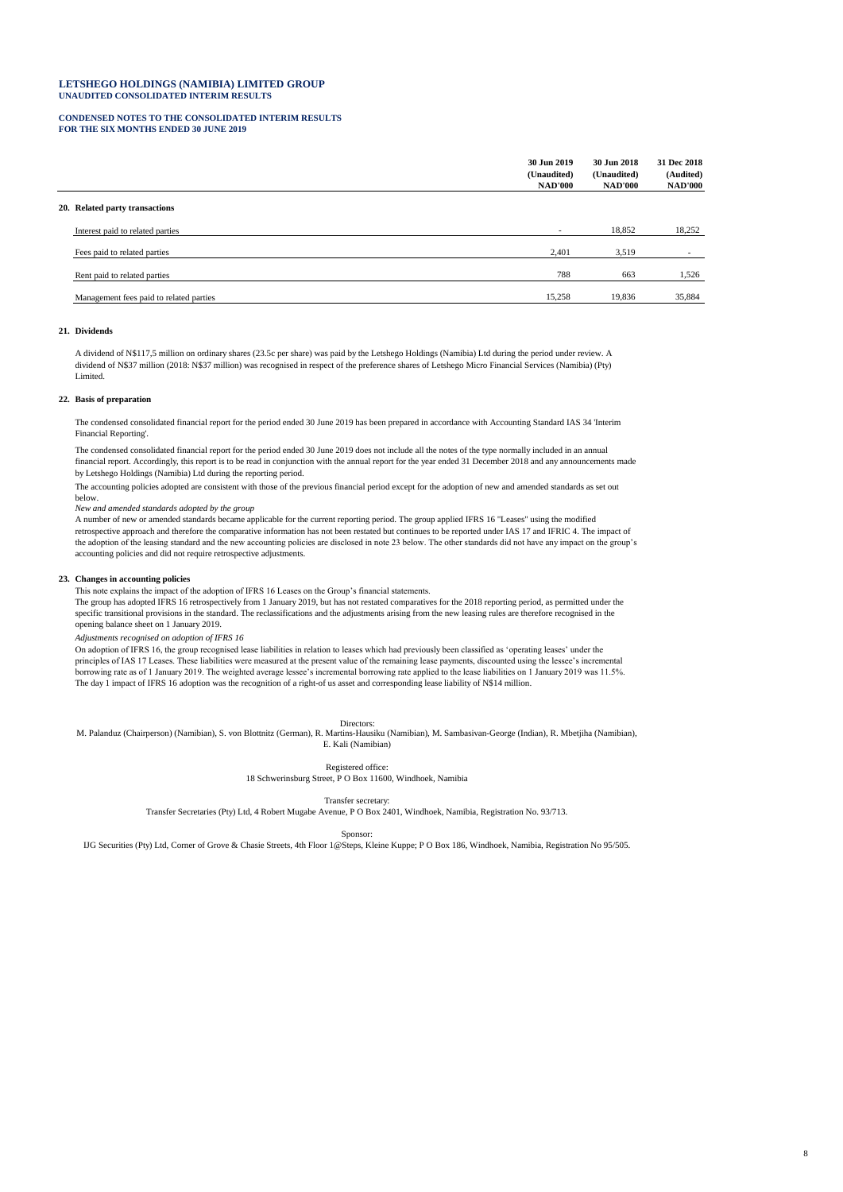**LETSHEGO HOLDINGS (NAMIBIA) LIMITED GROUP**
**UNAUDITED CONSOLIDATED INTERIM RESULTS**

**CONDENSED NOTES TO THE CONSOLIDATED INTERIM RESULTS**
**FOR THE SIX MONTHS ENDED 30 JUNE 2019**

| | 30 Jun 2019 (Unaudited) NAD'000 | 30 Jun 2018 (Unaudited) NAD'000 | 31 Dec 2018 (Audited) NAD'000 |
|---|---|---|---|
| **20. Related party transactions** | | | |
| Interest paid to related parties | - | 18,852 | 18,252 |
| Fees paid to related parties | 2,401 | 3,519 | - |
| Rent paid to related parties | 788 | 663 | 1,526 |
| Management fees paid to related parties | 15,258 | 19,836 | 35,884 |

**21. Dividends**

A dividend of N$117,5 million on ordinary shares (23.5c per share) was paid by the Letshego Holdings (Namibia) Ltd during the period under review. A dividend of N$37 million (2018: N$37 million) was recognised in respect of the preference shares of Letshego Micro Financial Services (Namibia) (Pty) Limited.

**22. Basis of preparation**

The condensed consolidated financial report for the period ended 30 June 2019 has been prepared in accordance with Accounting Standard IAS 34 'Interim Financial Reporting'.

The condensed consolidated financial report for the period ended 30 June 2019 does not include all the notes of the type normally included in an annual financial report. Accordingly, this report is to be read in conjunction with the annual report for the year ended 31 December 2018 and any announcements made by Letshego Holdings (Namibia) Ltd during the reporting period.

The accounting policies adopted are consistent with those of the previous financial period except for the adoption of new and amended standards as set out below.

*New and amended standards adopted by the group*

A number of new or amended standards became applicable for the current reporting period. The group applied IFRS 16 "Leases" using the modified retrospective approach and therefore the comparative information has not been restated but continues to be reported under IAS 17 and IFRIC 4. The impact of the adoption of the leasing standard and the new accounting policies are disclosed in note 23 below. The other standards did not have any impact on the group's accounting policies and did not require retrospective adjustments.

**23. Changes in accounting policies**

This note explains the impact of the adoption of IFRS 16 Leases on the Group's financial statements.

The group has adopted IFRS 16 retrospectively from 1 January 2019, but has not restated comparatives for the 2018 reporting period, as permitted under the specific transitional provisions in the standard. The reclassifications and the adjustments arising from the new leasing rules are therefore recognised in the opening balance sheet on 1 January 2019.

*Adjustments recognised on adoption of IFRS 16*

On adoption of IFRS 16, the group recognised lease liabilities in relation to leases which had previously been classified as 'operating leases' under the principles of IAS 17 Leases. These liabilities were measured at the present value of the remaining lease payments, discounted using the lessee's incremental borrowing rate as of 1 January 2019. The weighted average lessee's incremental borrowing rate applied to the lease liabilities on 1 January 2019 was 11.5%. The day 1 impact of IFRS 16 adoption was the recognition of a right-of us asset and corresponding lease liability of N$14 million.

Directors:
M. Palanduz (Chairperson) (Namibian), S. von Blottnitz (German), R. Martins-Hausiku (Namibian), M. Sambasivan-George (Indian), R. Mbetjiha (Namibian), E. Kali (Namibian)

Registered office:
18 Schwerinsburg Street, P O Box 11600, Windhoek, Namibia

Transfer secretary:
Transfer Secretaries (Pty) Ltd, 4 Robert Mugabe Avenue, P O Box 2401, Windhoek, Namibia, Registration No. 93/713.

Sponsor:
IJG Securities (Pty) Ltd, Corner of Grove & Chasie Streets, 4th Floor 1@Steps, Kleine Kuppe; P O Box 186, Windhoek, Namibia, Registration No 95/505.